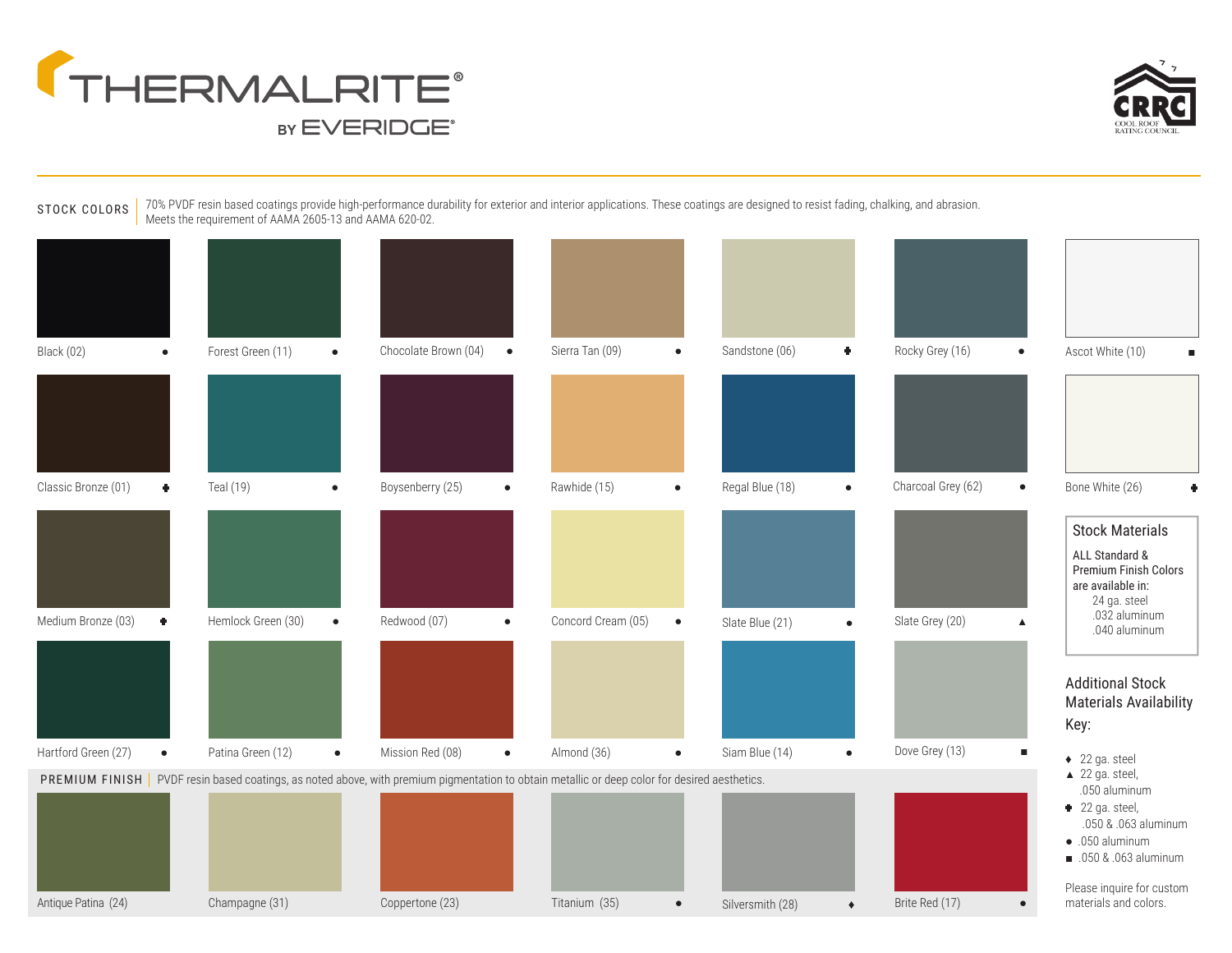# THERMALRITE®

BY EVERIDGE®

CRRC — COOL ROOF RATING COUNCIL

## STOCK COLORS

70% PVDF resin based coatings provide high-performance durability for exterior and interior applications. These coatings are designed to resist fading, chalking, and abrasion. Meets the requirement of AAMA 2605-13 and AAMA 620-02.

| | | | | | | |
|---|---|---|---|---|---|---|
| Black (02) ● | Forest Green (11) ● | Chocolate Brown (04) ● | Sierra Tan (09) ● | Sandstone (06) ✚ | Rocky Grey (16) ● | Ascot White (10) ■ |
| Classic Bronze (01) ✚ | Teal (19) ● | Boysenberry (25) ● | Rawhide (15) ● | Regal Blue (18) ● | Charcoal Grey (62) ● | Bone White (26) ✚ |
| Medium Bronze (03) ✚ | Hemlock Green (30) ● | Redwood (07) ● | Concord Cream (05) ● | Slate Blue (21) ● | Slate Grey (20) ▲ | |
| Hartford Green (27) ● | Patina Green (12) ● | Mission Red (08) ● | Almond (36) ● | Siam Blue (14) ● | Dove Grey (13) ■ | |

## PREMIUM FINISH

PVDF resin based coatings, as noted above, with premium pigmentation to obtain metallic or deep color for desired aesthetics.

| | | | | | |
|---|---|---|---|---|---|
| Antique Patina (24) | Champagne (31) | Coppertone (23) | Titanium (35) ● | Silversmith (28) ♦ | Brite Red (17) ● |

### Stock Materials

ALL Standard & Premium Finish Colors are available in:
- 24 ga. steel
- .032 aluminum
- .040 aluminum

### Additional Stock Materials Availability Key:

- ♦ 22 ga. steel
- ▲ 22 ga. steel, .050 aluminum
- ✚ 22 ga. steel, .050 & .063 aluminum
- ● .050 aluminum
- ■ .050 & .063 aluminum

Please inquire for custom materials and colors.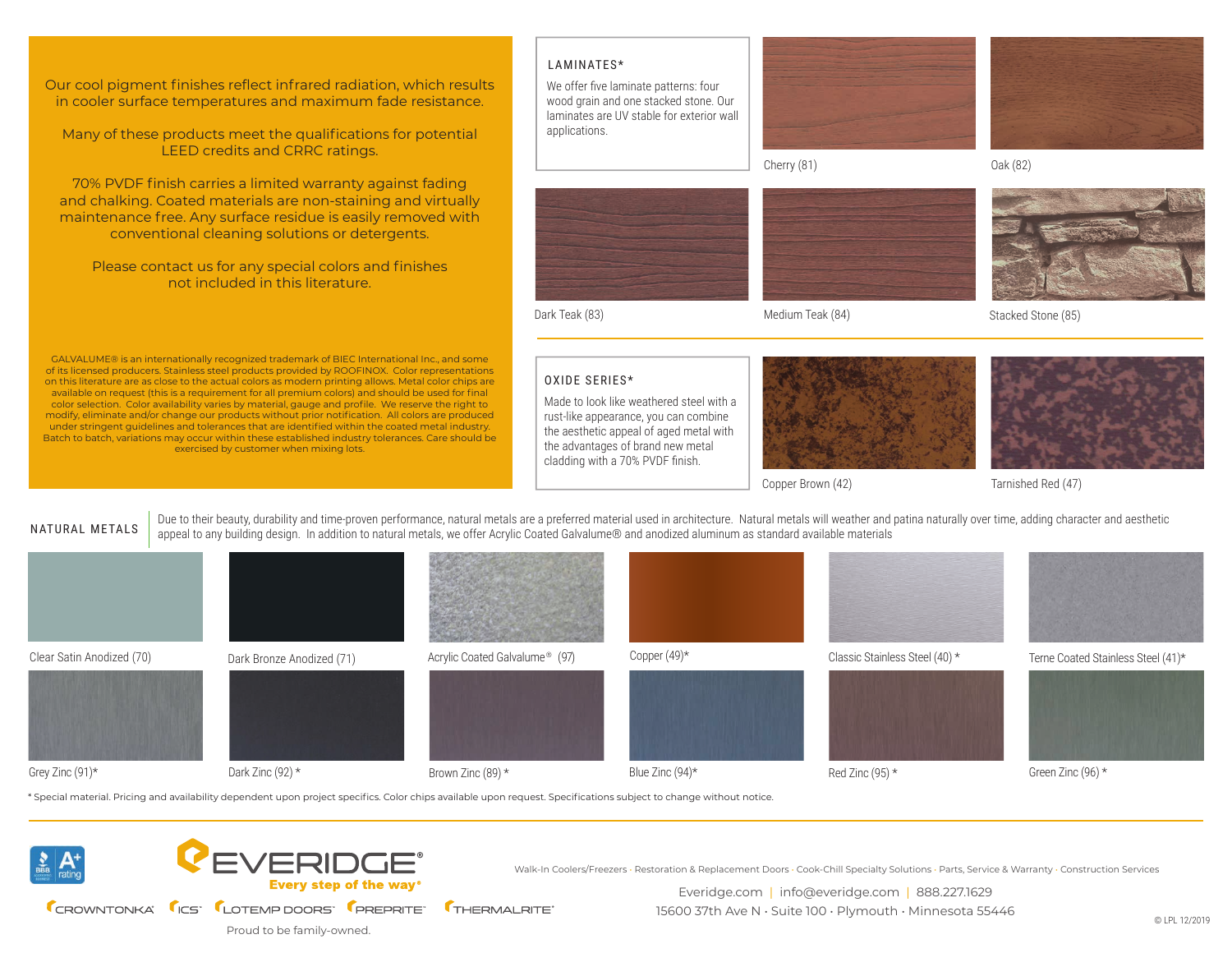Our cool pigment finishes reflect infrared radiation, which results in cooler surface temperatures and maximum fade resistance.

Many of these products meet the qualifications for potential LEED credits and CRRC ratings.

70% PVDF finish carries a limited warranty against fading and chalking. Coated materials are non-staining and virtually maintenance free. Any surface residue is easily removed with conventional cleaning solutions or detergents.

Please contact us for any special colors and finishes not included in this literature.

GALVALUME® is an internationally recognized trademark of BIEC International Inc., and some of its licensed producers. Stainless steel products provided by ROOFINOX. Color representations on this literature are as close to the actual colors as modern printing allows. Metal color chips are available on request (this is a requirement for all premium colors) and should be used for final color selection. Color availability varies by material, gauge and profile. We reserve the right to modify, eliminate and/or change our products without prior notification. All colors are produced under stringent guidelines and tolerances that are identified within the coated metal industry. Batch to batch, variations may occur within these established industry tolerances. Care should be exercised by customer when mixing lots.

## LAMINATES*

We offer five laminate patterns: four wood grain and one stacked stone. Our laminates are UV stable for exterior wall applications.

Cherry (81)

Oak (82)

Dark Teak (83)

Medium Teak (84)

Stacked Stone (85)

## OXIDE SERIES*

Made to look like weathered steel with a rust-like appearance, you can combine the aesthetic appeal of aged metal with the advantages of brand new metal cladding with a 70% PVDF finish.

Copper Brown (42)

Tarnished Red (47)

## NATURAL METALS

Due to their beauty, durability and time-proven performance, natural metals are a preferred material used in architecture. Natural metals will weather and patina naturally over time, adding character and aesthetic appeal to any building design. In addition to natural metals, we offer Acrylic Coated Galvalume® and anodized aluminum as standard available materials

Clear Satin Anodized (70)

Dark Bronze Anodized (71)

Acrylic Coated Galvalume® (97)

Copper (49)*

Classic Stainless Steel (40) *

Terne Coated Stainless Steel (41)*

Grey Zinc (91)*

Dark Zinc (92) *

Brown Zinc (89) *

Blue Zinc (94)*

Red Zinc (95) *

Green Zinc (96) *

* Special material. Pricing and availability dependent upon project specifics. Color chips available upon request. Specifications subject to change without notice.

BBB A+ rating

EVERIDGE®
Every step of the way®

CROWNTONKA® ICS® LOTEMP DOORS® PREPRITE® THERMALRITE®

Proud to be family-owned.

Walk-In Coolers/Freezers · Restoration & Replacement Doors · Cook-Chill Specialty Solutions · Parts, Service & Warranty · Construction Services

Everidge.com | info@everidge.com | 888.227.1629
15600 37th Ave N · Suite 100 · Plymouth · Minnesota 55446

© LPL 12/2019